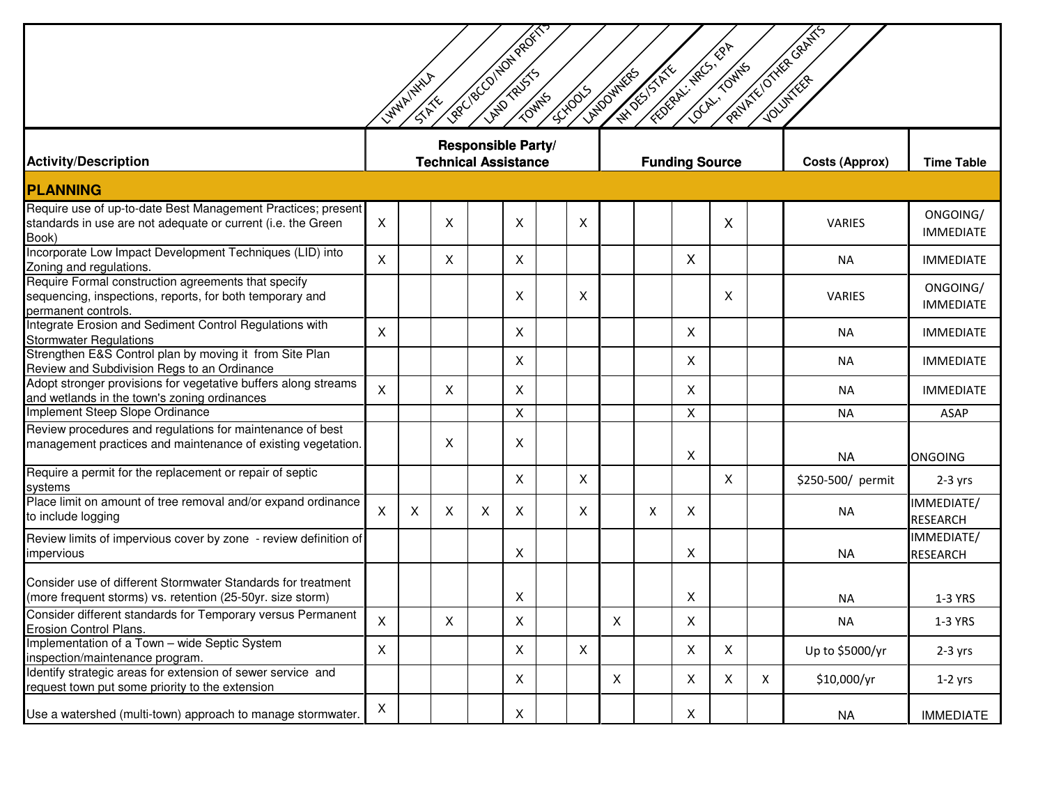| Activity/Description | Responsible Party/ Technical Assistance | | | | | | | Funding Source | | | | | Costs (Approx) | Time Table |
|---|---|---|---|---|---|---|---|---|---|---|---|---|---|---|
| | LWWA/NHLA | STATE | LRPC/BCCD/NON PROFITS | LAND TRUSTS | TOWNS | SCHOOLS | LANDOWNERS | NH DES/STATE | FEDERAL: NRCS, EPA | LOCAL, TOWNS | PRIVATE/OTHER GRANTS | VOLUNTEER | | |
| **PLANNING** | | | | | | | | | | | | | | |
| Require use of up-to-date Best Management Practices; present standards in use are not adequate or current (i.e. the Green Book) | X | | X | | X | | X | | | | X | | VARIES | ONGOING/ IMMEDIATE |
| Incorporate Low Impact Development Techniques (LID) into Zoning and regulations. | X | | X | | X | | | | | X | | | NA | IMMEDIATE |
| Require Formal construction agreements that specify sequencing, inspections, reports, for both temporary and permanent controls. | | | | | X | | X | | | | X | | VARIES | ONGOING/ IMMEDIATE |
| Integrate Erosion and Sediment Control Regulations with Stormwater Regulations | X | | | | X | | | | | X | | | NA | IMMEDIATE |
| Strengthen E&S Control plan by moving it from Site Plan Review and Subdivision Regs to an Ordinance | | | | | X | | | | | X | | | NA | IMMEDIATE |
| Adopt stronger provisions for vegetative buffers along streams and wetlands in the town's zoning ordinances | X | | X | | X | | | | | X | | | NA | IMMEDIATE |
| Implement Steep Slope Ordinance | | | | | X | | | | | X | | | NA | ASAP |
| Review procedures and regulations for maintenance of best management practices and maintenance of existing vegetation. | | | X | | X | | | | | X | | | NA | ONGOING |
| Require a permit for the replacement or repair of septic systems | | | | | X | | X | | | | X | | $250-500/ permit | 2-3 yrs |
| Place limit on amount of tree removal and/or expand ordinance to include logging | X | X | X | X | X | | X | | X | X | | | NA | IMMEDIATE/ RESEARCH |
| Review limits of impervious cover by zone - review definition of impervious | | | | | X | | | | | X | | | NA | IMMEDIATE/ RESEARCH |
| Consider use of different Stormwater Standards for treatment (more frequent storms) vs. retention (25-50yr. size storm) | | | | | X | | | | | X | | | NA | 1-3 YRS |
| Consider different standards for Temporary versus Permanent Erosion Control Plans. | X | | X | | X | | | X | | X | | | NA | 1-3 YRS |
| Implementation of a Town – wide Septic System inspection/maintenance program. | X | | | | X | | X | | | X | X | | Up to $5000/yr | 2-3 yrs |
| Identify strategic areas for extension of sewer service and request town put some priority to the extension | | | | | X | | | X | | X | X | X | $10,000/yr | 1-2 yrs |
| Use a watershed (multi-town) approach to manage stormwater. | X | | | | X | | | | | X | | | NA | IMMEDIATE |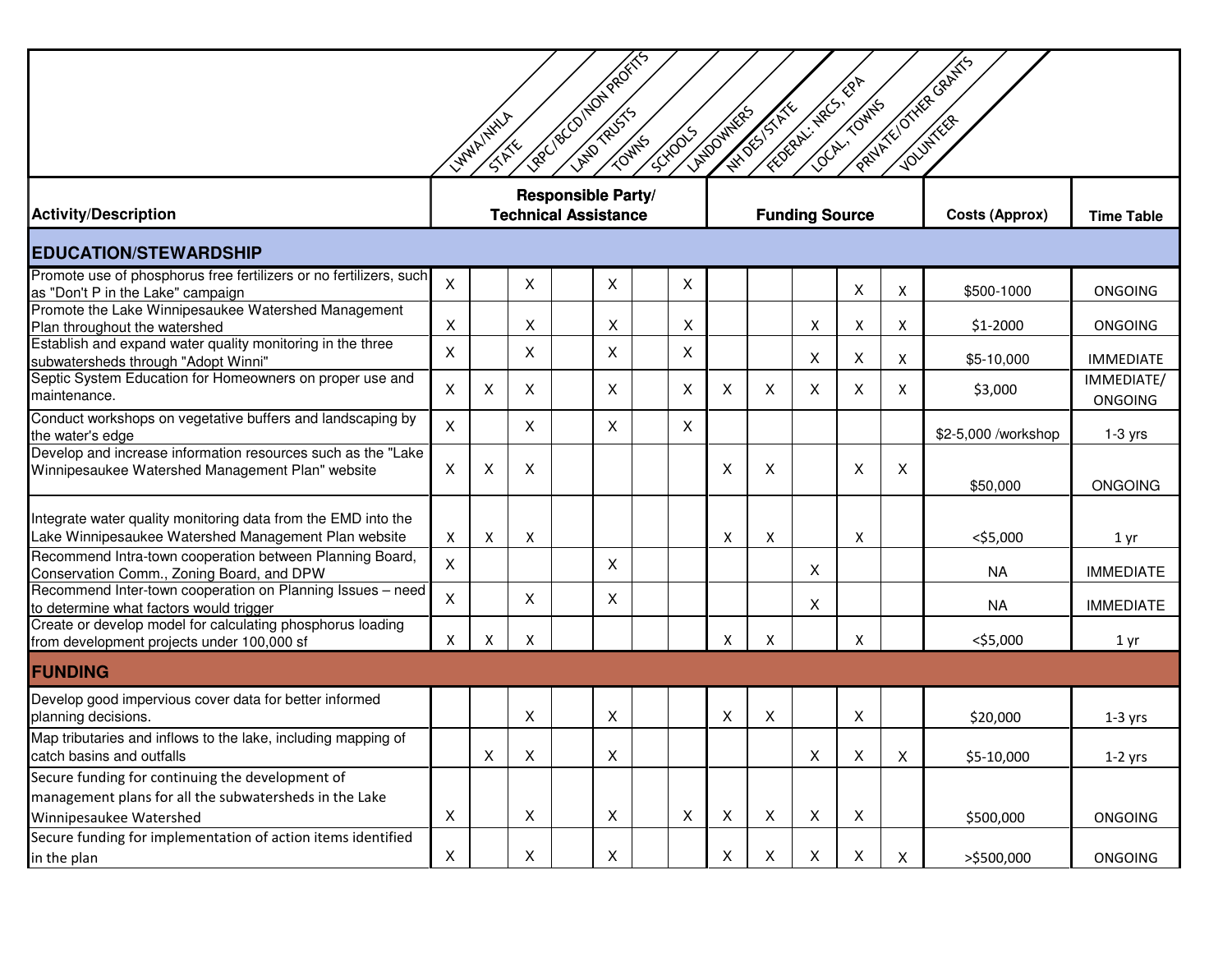| Activity/Description | LWWA/NHLA | STATE | LRPC/BCCD/NON PROFITS | LAND TRUSTS | TOWNS | SCHOOLS | LANDOWNERS | NH DES/STATE | FEDERAL: NRCS, EPA | LOCAL, TOWNS | PRIVATE/OTHER GRANTS | VOLUNTEER | Costs (Approx) | Time Table |
|---|---|---|---|---|---|---|---|---|---|---|---|---|---|---|
| | **Responsible Party/ Technical Assistance** | | | | | | | **Funding Source** | | | | | | |
| **EDUCATION/STEWARDSHIP** | | | | | | | | | | | | | | |
| Promote use of phosphorus free fertilizers or no fertilizers, such as "Don't P in the Lake" campaign | X | | X | | X | | X | | | | X | X | $500-1000 | ONGOING |
| Promote the Lake Winnipesaukee Watershed Management Plan throughout the watershed | X | | X | | X | | X | | | X | X | X | $1-2000 | ONGOING |
| Establish and expand water quality monitoring in the three subwatersheds through "Adopt Winni" | X | | X | | X | | X | | | X | X | X | $5-10,000 | IMMEDIATE |
| Septic System Education for Homeowners on proper use and maintenance. | X | X | X | | X | | X | X | X | X | X | X | $3,000 | IMMEDIATE/ ONGOING |
| Conduct workshops on vegetative buffers and landscaping by the water's edge | X | | X | | X | | X | | | | | | $2-5,000 /workshop | 1-3 yrs |
| Develop and increase information resources such as the "Lake Winnipesaukee Watershed Management Plan" website | X | X | X | | | | | X | X | | X | X | $50,000 | ONGOING |
| Integrate water quality monitoring data from the EMD into the Lake Winnipesaukee Watershed Management Plan website | X | X | X | | | | | X | X | | X | | <$5,000 | 1 yr |
| Recommend Intra-town cooperation between Planning Board, Conservation Comm., Zoning Board, and DPW | X | | | | X | | | | | X | | | NA | IMMEDIATE |
| Recommend Inter-town cooperation on Planning Issues – need to determine what factors would trigger | X | | X | | X | | | | | X | | | NA | IMMEDIATE |
| Create or develop model for calculating phosphorus loading from development projects under 100,000 sf | X | X | X | | | | | X | X | | X | | <$5,000 | 1 yr |
| **FUNDING** | | | | | | | | | | | | | | |
| Develop good impervious cover data for better informed planning decisions. | | | X | | X | | | X | X | | X | | $20,000 | 1-3 yrs |
| Map tributaries and inflows to the lake, including mapping of catch basins and outfalls | | X | X | | X | | | | | X | X | X | $5-10,000 | 1-2 yrs |
| Secure funding for continuing the development of management plans for all the subwatersheds in the Lake Winnipesaukee Watershed | X | | X | | X | | X | X | X | X | X | | $500,000 | ONGOING |
| Secure funding for implementation of action items identified in the plan | X | | X | | X | | | X | X | X | X | X | >$500,000 | ONGOING |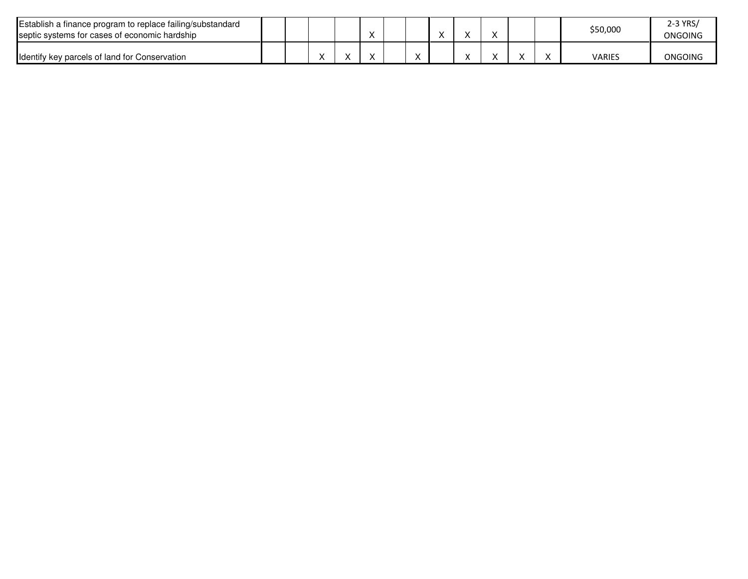| | | | | | | | | | | | | | | |
|---|---|---|---|---|---|---|---|---|---|---|---|---|---|---|
| Establish a finance program to replace failing/substandard septic systems for cases of economic hardship | | | | | X | | | X | X | X | | | $50,000 | 2-3 YRS/ ONGOING |
| Identify key parcels of land for Conservation | | | X | X | X | | X | | X | X | X | X | VARIES | ONGOING |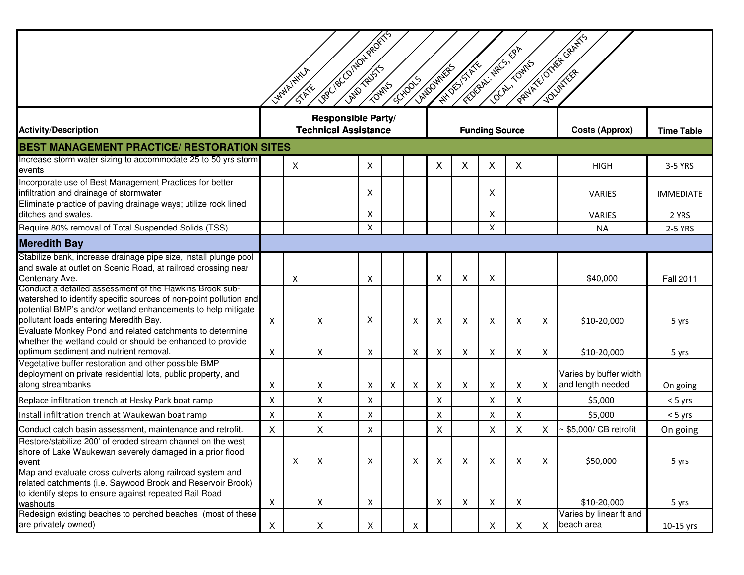| Activity/Description | LWWA/NHLA | STATE | LRPC/BCCD/NON PROFITS | LAND TRUSTS | TOWNS | SCHOOLS | LANDOWNERS | NH DES/STATE | FEDERAL: NRCS, EPA | LOCAL, TOWNS | PRIVATE/OTHER GRANTS | VOLUNTEER | Costs (Approx) | Time Table |
|---|---|---|---|---|---|---|---|---|---|---|---|---|---|---|
| | Responsible Party/ Technical Assistance | | | | | | | Funding Source | | | | | | |
| **BEST MANAGEMENT PRACTICE/ RESTORATION SITES** | | | | | | | | | | | | | | |
| Increase storm water sizing to accommodate 25 to 50 yrs storm events | | X | | | X | | | X | X | X | X | | HIGH | 3-5 YRS |
| Incorporate use of Best Management Practices for better infiltration and drainage of stormwater | | | | | X | | | | | X | | | VARIES | IMMEDIATE |
| Eliminate practice of paving drainage ways; utilize rock lined ditches and swales. | | | | | X | | | | | X | | | VARIES | 2 YRS |
| Require 80% removal of Total Suspended Solids (TSS) | | | | | X | | | | | X | | | NA | 2-5 YRS |
| **Meredith Bay** | | | | | | | | | | | | | | |
| Stabilize bank, increase drainage pipe size, install plunge pool and swale at outlet on Scenic Road, at railroad crossing near Centenary Ave. | | X | | | X | | | X | X | X | | | $40,000 | Fall 2011 |
| Conduct a detailed assessment of the Hawkins Brook sub-watershed to identify specific sources of non-point pollution and potential BMP's and/or wetland enhancements to help mitigate pollutant loads entering Meredith Bay. | X | | X | | X | | X | X | X | X | X | X | $10-20,000 | 5 yrs |
| Evaluate Monkey Pond and related catchments to determine whether the wetland could or should be enhanced to provide optimum sediment and nutrient removal. | X | | X | | X | | X | X | X | X | X | X | $10-20,000 | 5 yrs |
| Vegetative buffer restoration and other possible BMP deployment on private residential lots, public property, and along streambanks | X | | X | | X | X | X | X | X | X | X | X | Varies by buffer width and length needed | On going |
| Replace infiltration trench at Hesky Park boat ramp | X | | X | | X | | | X | | X | X | | $5,000 | < 5 yrs |
| Install infiltration trench at Waukewan boat ramp | X | | X | | X | | | X | | X | X | | $5,000 | < 5 yrs |
| Conduct catch basin assessment, maintenance and retrofit. | X | | X | | X | | | X | | X | X | X | ~ $5,000/ CB retrofit | On going |
| Restore/stabilize 200' of eroded stream channel on the west shore of Lake Waukewan severely damaged in a prior flood event | | X | X | | X | | X | X | X | X | X | X | $50,000 | 5 yrs |
| Map and evaluate cross culverts along railroad system and related catchments (i.e. Saywood Brook and Reservoir Brook) to identify steps to ensure against repeated Rail Road washouts | X | | X | | X | | | X | X | X | X | | $10-20,000 | 5 yrs |
| Redesign existing beaches to perched beaches (most of these are privately owned) | X | | X | | X | | X | | | X | X | X | Varies by linear ft and beach area | 10-15 yrs |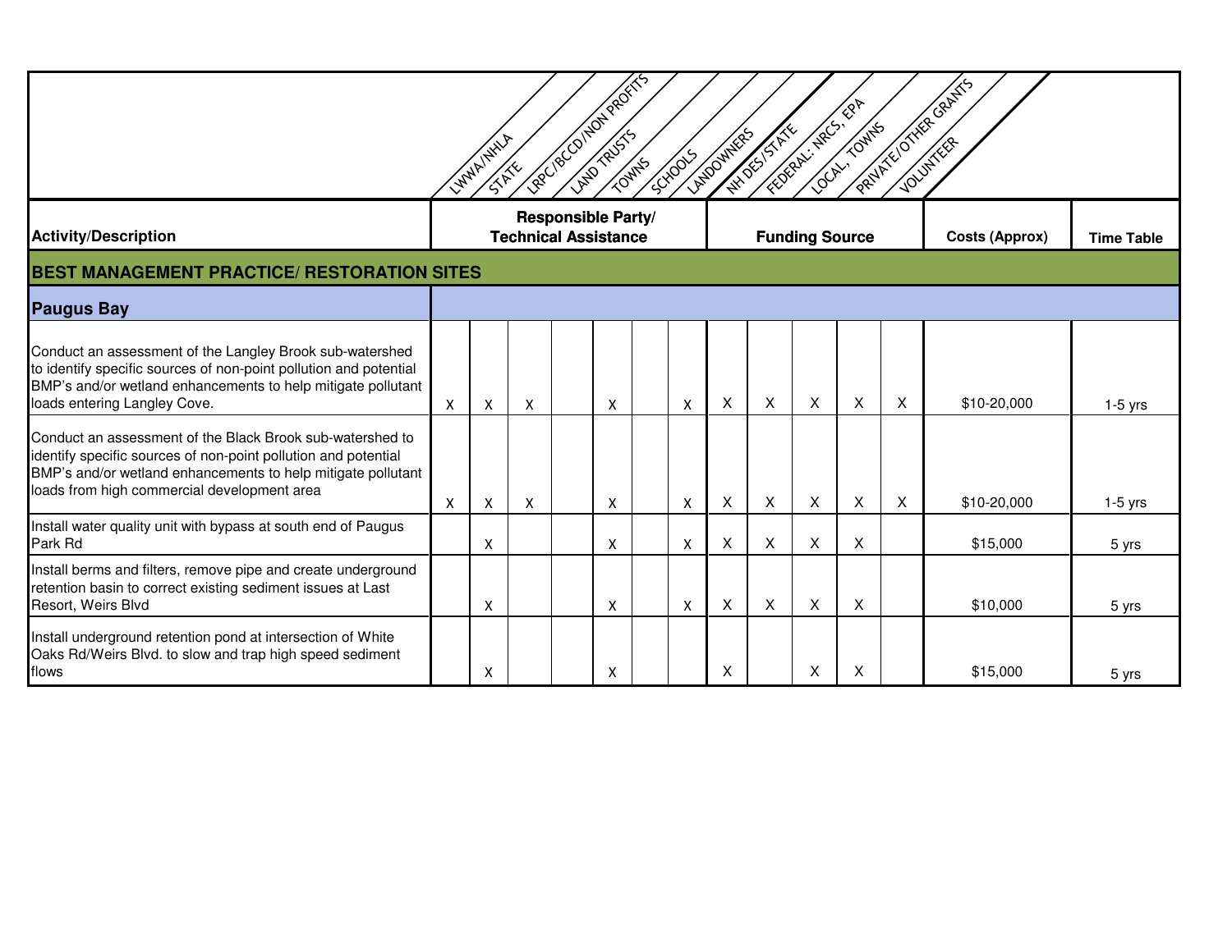| Activity/Description | LWWA/NHLA | STATE | LRPC/BCCD/NON PROFITS | LAND TRUSTS | TOWNS | SCHOOLS | LANDOWNERS | NH DES/STATE | FEDERAL: NRCS, EPA | LOCAL, TOWNS | PRIVATE/OTHER GRANTS | VOLUNTEER | Costs (Approx) | Time Table |
|---|---|---|---|---|---|---|---|---|---|---|---|---|---|---|
| | Responsible Party/ Technical Assistance | | | | | | | Funding Source | | | | | | |
| **BEST MANAGEMENT PRACTICE/ RESTORATION SITES** | | | | | | | | | | | | | | |
| **Paugus Bay** | | | | | | | | | | | | | | |
| Conduct an assessment of the Langley Brook sub-watershed to identify specific sources of non-point pollution and potential BMP's and/or wetland enhancements to help mitigate pollutant loads entering Langley Cove. | X | X | X | | X | | X | X | X | X | X | X | $10-20,000 | 1-5 yrs |
| Conduct an assessment of the Black Brook sub-watershed to identify specific sources of non-point pollution and potential BMP's and/or wetland enhancements to help mitigate pollutant loads from high commercial development area | X | X | X | | X | | X | X | X | X | X | X | $10-20,000 | 1-5 yrs |
| Install water quality unit with bypass at south end of Paugus Park Rd | | X | | | X | | X | X | X | X | X | | $15,000 | 5 yrs |
| Install berms and filters, remove pipe and create underground retention basin to correct existing sediment issues at Last Resort, Weirs Blvd | | X | | | X | | X | X | X | X | X | | $10,000 | 5 yrs |
| Install underground retention pond at intersection of White Oaks Rd/Weirs Blvd. to slow and trap high speed sediment flows | | X | | | X | | | X | | X | X | | $15,000 | 5 yrs |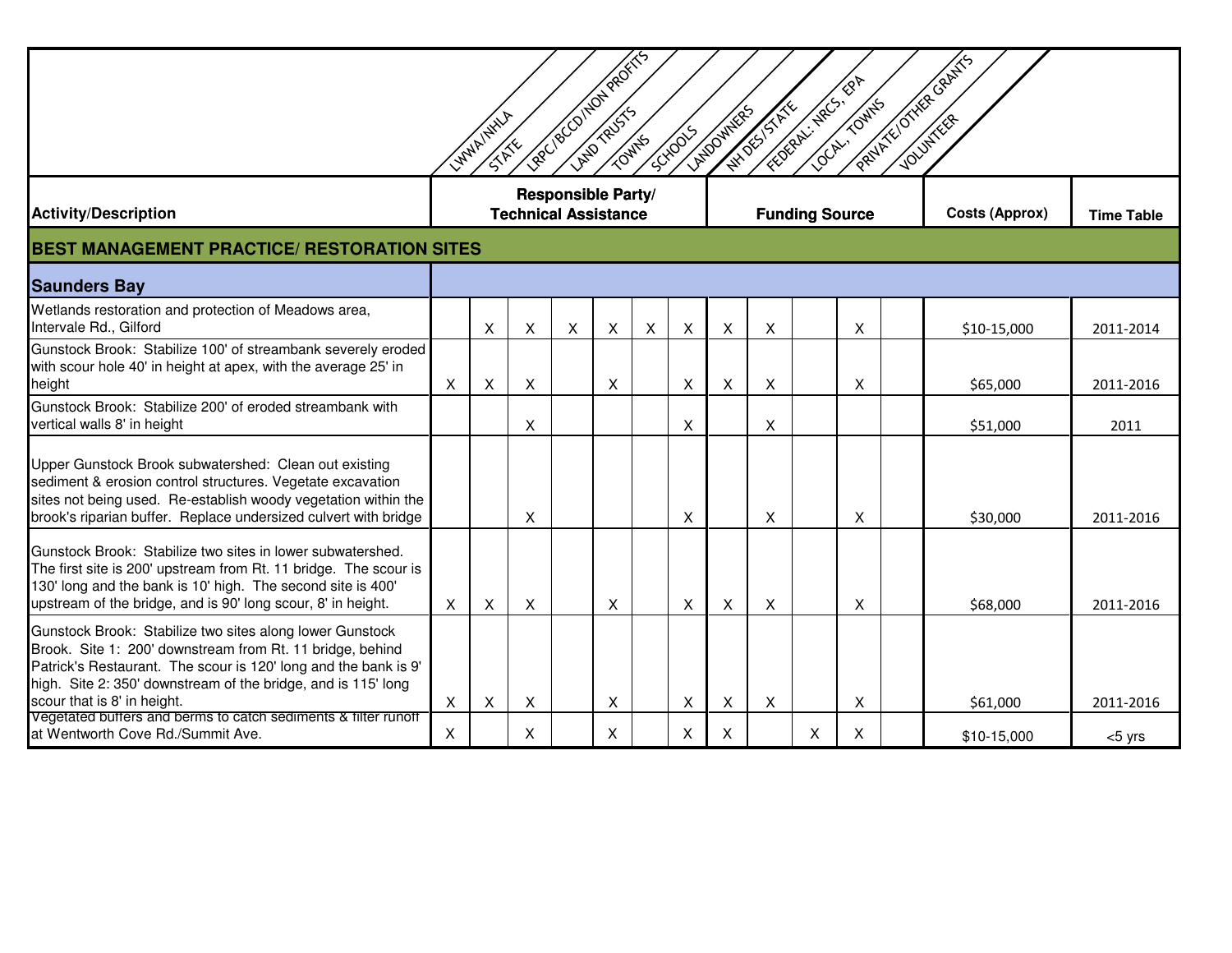| Activity/Description | LWWA/NHLA | STATE | LRPC/BCCD/NON PROFITS | LAND TRUSTS | TOWNS | SCHOOLS | LANDOWNERS | NH DES/STATE | FEDERAL: NRCS, EPA | LOCAL, TOWNS | PRIVATE/OTHER GRANTS | VOLUNTEER | Costs (Approx) | Time Table |
|---|---|---|---|---|---|---|---|---|---|---|---|---|---|---|
| | **Responsible Party/ Technical Assistance** | | | | | | | **Funding Source** | | | | | | |
| **BEST MANAGEMENT PRACTICE/ RESTORATION SITES** | | | | | | | | | | | | | | |
| **Saunders Bay** | | | | | | | | | | | | | | |
| Wetlands restoration and protection of Meadows area, Intervale Rd., Gilford | | X | X | X | X | X | X | X | X | | X | | $10-15,000 | 2011-2014 |
| Gunstock Brook: Stabilize 100' of streambank severely eroded with scour hole 40' in height at apex, with the average 25' in height | X | X | X | | X | | X | X | X | | X | | $65,000 | 2011-2016 |
| Gunstock Brook: Stabilize 200' of eroded streambank with vertical walls 8' in height | | | X | | | | X | | X | | | | $51,000 | 2011 |
| Upper Gunstock Brook subwatershed: Clean out existing sediment & erosion control structures. Vegetate excavation sites not being used. Re-establish woody vegetation within the brook's riparian buffer. Replace undersized culvert with bridge | | | X | | | | X | | X | | X | | $30,000 | 2011-2016 |
| Gunstock Brook: Stabilize two sites in lower subwatershed. The first site is 200' upstream from Rt. 11 bridge. The scour is 130' long and the bank is 10' high. The second site is 400' upstream of the bridge, and is 90' long scour, 8' in height. | X | X | X | | X | | X | X | X | | X | | $68,000 | 2011-2016 |
| Gunstock Brook: Stabilize two sites along lower Gunstock Brook. Site 1: 200' downstream from Rt. 11 bridge, behind Patrick's Restaurant. The scour is 120' long and the bank is 9' high. Site 2: 350' downstream of the bridge, and is 115' long scour that is 8' in height. | X | X | X | | X | | X | X | X | | X | | $61,000 | 2011-2016 |
| Vegetated buffers and berms to catch sediments & filter runoff at Wentworth Cove Rd./Summit Ave. | X | | X | | X | | X | X | | X | X | | $10-15,000 | <5 yrs |